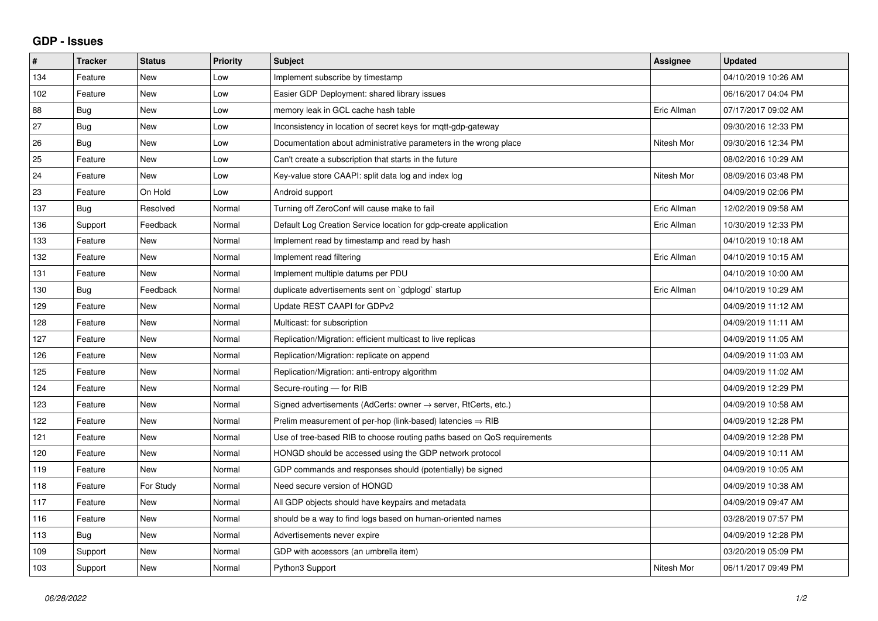# GDP - Issues

| # | Tracker | Status | Priority | Subject | Assignee | Updated |
|---|---|---|---|---|---|---|
| 134 | Feature | New | Low | Implement subscribe by timestamp | | 04/10/2019 10:26 AM |
| 102 | Feature | New | Low | Easier GDP Deployment: shared library issues | | 06/16/2017 04:04 PM |
| 88 | Bug | New | Low | memory leak in GCL cache hash table | Eric Allman | 07/17/2017 09:02 AM |
| 27 | Bug | New | Low | Inconsistency in location of secret keys for mqtt-gdp-gateway | | 09/30/2016 12:33 PM |
| 26 | Bug | New | Low | Documentation about administrative parameters in the wrong place | Nitesh Mor | 09/30/2016 12:34 PM |
| 25 | Feature | New | Low | Can't create a subscription that starts in the future | | 08/02/2016 10:29 AM |
| 24 | Feature | New | Low | Key-value store CAAPI: split data log and index log | Nitesh Mor | 08/09/2016 03:48 PM |
| 23 | Feature | On Hold | Low | Android support | | 04/09/2019 02:06 PM |
| 137 | Bug | Resolved | Normal | Turning off ZeroConf will cause make to fail | Eric Allman | 12/02/2019 09:58 AM |
| 136 | Support | Feedback | Normal | Default Log Creation Service location for gdp-create application | Eric Allman | 10/30/2019 12:33 PM |
| 133 | Feature | New | Normal | Implement read by timestamp and read by hash | | 04/10/2019 10:18 AM |
| 132 | Feature | New | Normal | Implement read filtering | Eric Allman | 04/10/2019 10:15 AM |
| 131 | Feature | New | Normal | Implement multiple datums per PDU | | 04/10/2019 10:00 AM |
| 130 | Bug | Feedback | Normal | duplicate advertisements sent on `gdplogd` startup | Eric Allman | 04/10/2019 10:29 AM |
| 129 | Feature | New | Normal | Update REST CAAPI for GDPv2 | | 04/09/2019 11:12 AM |
| 128 | Feature | New | Normal | Multicast: for subscription | | 04/09/2019 11:11 AM |
| 127 | Feature | New | Normal | Replication/Migration: efficient multicast to live replicas | | 04/09/2019 11:05 AM |
| 126 | Feature | New | Normal | Replication/Migration: replicate on append | | 04/09/2019 11:03 AM |
| 125 | Feature | New | Normal | Replication/Migration: anti-entropy algorithm | | 04/09/2019 11:02 AM |
| 124 | Feature | New | Normal | Secure-routing — for RIB | | 04/09/2019 12:29 PM |
| 123 | Feature | New | Normal | Signed advertisements (AdCerts: owner → server, RtCerts, etc.) | | 04/09/2019 10:58 AM |
| 122 | Feature | New | Normal | Prelim measurement of per-hop (link-based) latencies ⇒ RIB | | 04/09/2019 12:28 PM |
| 121 | Feature | New | Normal | Use of tree-based RIB to choose routing paths based on QoS requirements | | 04/09/2019 12:28 PM |
| 120 | Feature | New | Normal | HONGD should be accessed using the GDP network protocol | | 04/09/2019 10:11 AM |
| 119 | Feature | New | Normal | GDP commands and responses should (potentially) be signed | | 04/09/2019 10:05 AM |
| 118 | Feature | For Study | Normal | Need secure version of HONGD | | 04/09/2019 10:38 AM |
| 117 | Feature | New | Normal | All GDP objects should have keypairs and metadata | | 04/09/2019 09:47 AM |
| 116 | Feature | New | Normal | should be a way to find logs based on human-oriented names | | 03/28/2019 07:57 PM |
| 113 | Bug | New | Normal | Advertisements never expire | | 04/09/2019 12:28 PM |
| 109 | Support | New | Normal | GDP with accessors (an umbrella item) | | 03/20/2019 05:09 PM |
| 103 | Support | New | Normal | Python3 Support | Nitesh Mor | 06/11/2017 09:49 PM |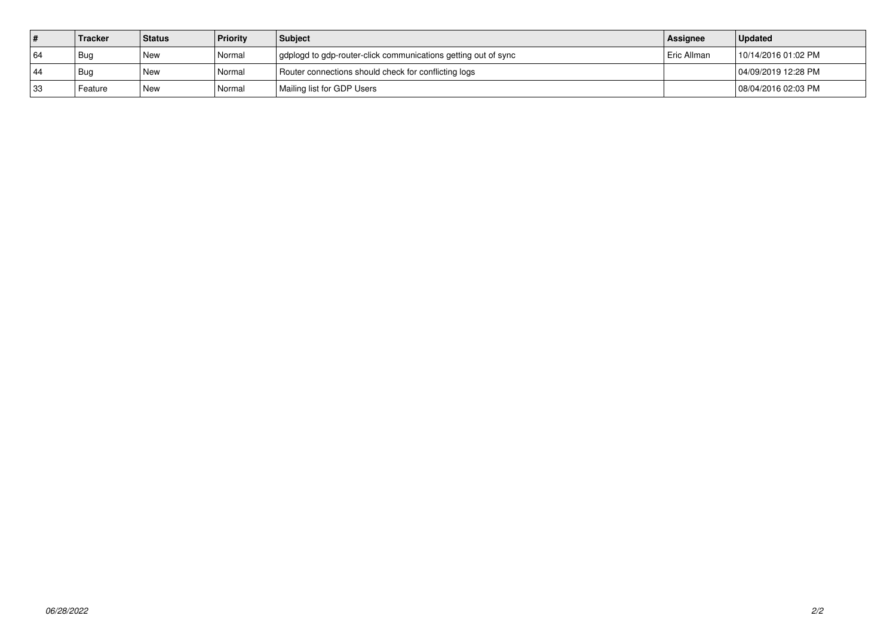| # | Tracker | Status | Priority | Subject | Assignee | Updated |
| --- | --- | --- | --- | --- | --- | --- |
| 64 | Bug | New | Normal | gdplogd to gdp-router-click communications getting out of sync | Eric Allman | 10/14/2016 01:02 PM |
| 44 | Bug | New | Normal | Router connections should check for conflicting logs | | 04/09/2019 12:28 PM |
| 33 | Feature | New | Normal | Mailing list for GDP Users | | 08/04/2016 02:03 PM |